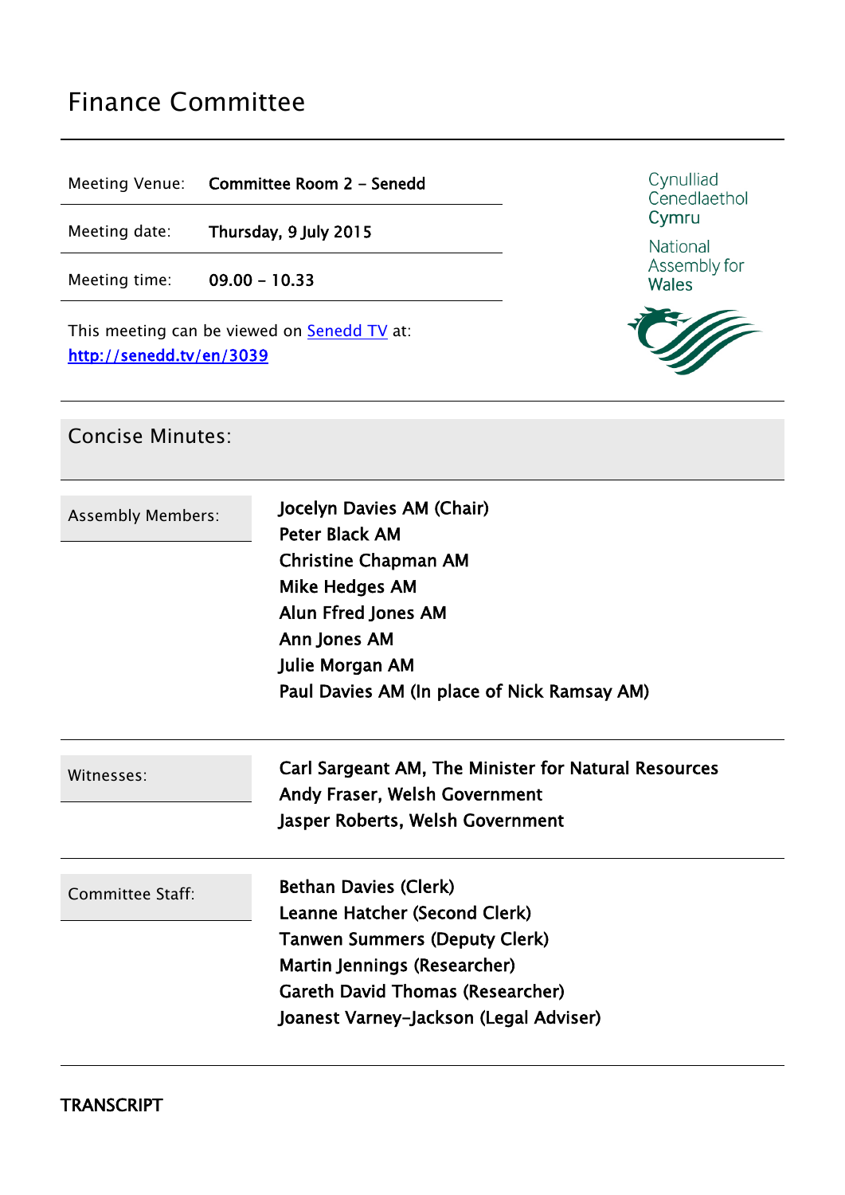# Finance Committee

| | |
|---|---|
| Meeting Venue: | **Committee Room 2 – Senedd** |
| Meeting date: | **Thursday, 9 July 2015** |
| Meeting time: | **09.00 – 10.33** |

Cynulliad Cenedlaethol Cymru

National Assembly for Wales

This meeting can be viewed on [Senedd TV](http://senedd.tv/en/3039) at:
[http://senedd.tv/en/3039](http://senedd.tv/en/3039)

## Concise Minutes:

| | |
|---|---|
| Assembly Members: | **Jocelyn Davies AM (Chair)**<br>**Peter Black AM**<br>**Christine Chapman AM**<br>**Mike Hedges AM**<br>**Alun Ffred Jones AM**<br>**Ann Jones AM**<br>**Julie Morgan AM**<br>**Paul Davies AM (In place of Nick Ramsay AM)** |
| Witnesses: | **Carl Sargeant AM, The Minister for Natural Resources**<br>**Andy Fraser, Welsh Government**<br>**Jasper Roberts, Welsh Government** |
| Committee Staff: | **Bethan Davies (Clerk)**<br>**Leanne Hatcher (Second Clerk)**<br>**Tanwen Summers (Deputy Clerk)**<br>**Martin Jennings (Researcher)**<br>**Gareth David Thomas (Researcher)**<br>**Joanest Varney-Jackson (Legal Adviser)** |

**TRANSCRIPT**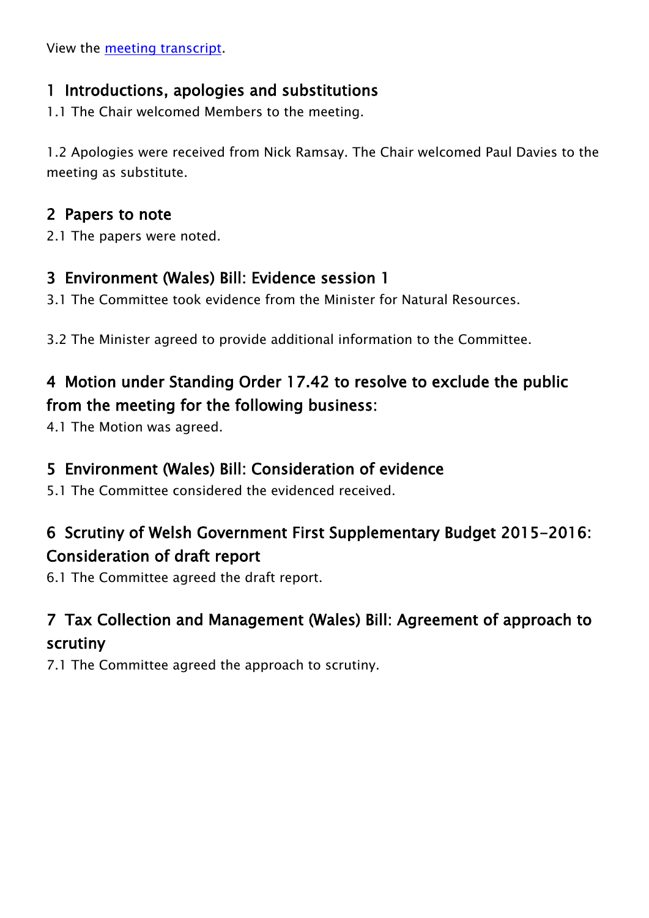View the [meeting transcript](meeting transcript).

## 1 Introductions, apologies and substitutions

1.1 The Chair welcomed Members to the meeting.

1.2 Apologies were received from Nick Ramsay. The Chair welcomed Paul Davies to the meeting as substitute.

## 2 Papers to note

2.1 The papers were noted.

## 3 Environment (Wales) Bill: Evidence session 1

3.1 The Committee took evidence from the Minister for Natural Resources.

3.2 The Minister agreed to provide additional information to the Committee.

## 4 Motion under Standing Order 17.42 to resolve to exclude the public from the meeting for the following business:

4.1 The Motion was agreed.

## 5 Environment (Wales) Bill: Consideration of evidence

5.1 The Committee considered the evidenced received.

## 6 Scrutiny of Welsh Government First Supplementary Budget 2015-2016: Consideration of draft report

6.1 The Committee agreed the draft report.

## 7 Tax Collection and Management (Wales) Bill: Agreement of approach to scrutiny

7.1 The Committee agreed the approach to scrutiny.